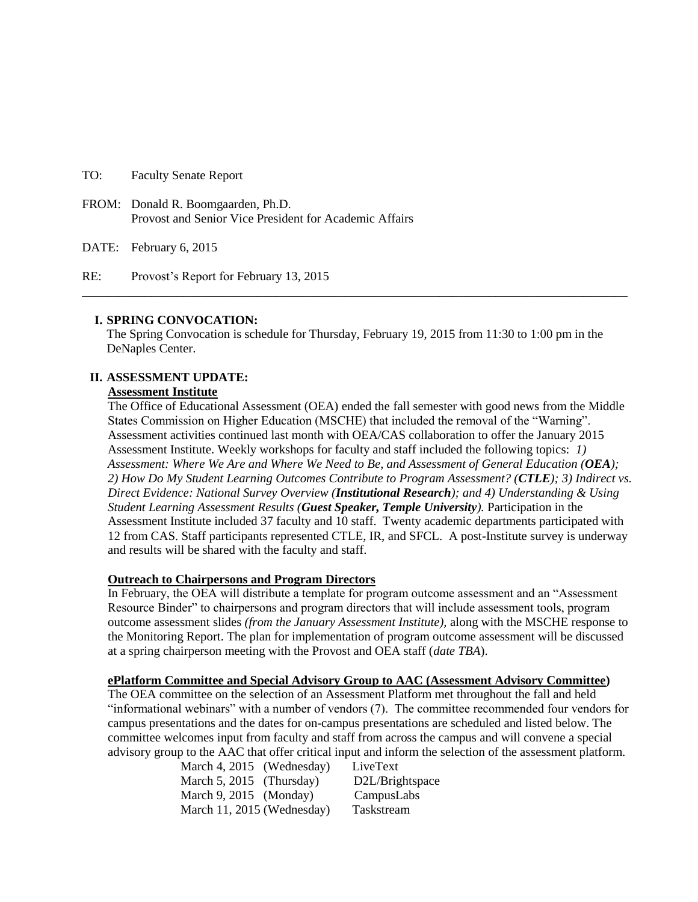TO: Faculty Senate Report

FROM: Donald R. Boomgaarden, Ph.D.
Provost and Senior Vice President for Academic Affairs

DATE: February 6, 2015

RE: Provost's Report for February 13, 2015

---

## I. SPRING CONVOCATION:

The Spring Convocation is schedule for Thursday, February 19, 2015 from 11:30 to 1:00 pm in the DeNaples Center.

## II. ASSESSMENT UPDATE:

### Assessment Institute

The Office of Educational Assessment (OEA) ended the fall semester with good news from the Middle States Commission on Higher Education (MSCHE) that included the removal of the "Warning". Assessment activities continued last month with OEA/CAS collaboration to offer the January 2015 Assessment Institute. Weekly workshops for faculty and staff included the following topics: *1) Assessment: Where We Are and Where We Need to Be, and Assessment of General Education (**OEA**); 2) How Do My Student Learning Outcomes Contribute to Program Assessment? (**CTLE**); 3) Indirect vs. Direct Evidence: National Survey Overview (**Institutional Research**); and 4) Understanding & Using Student Learning Assessment Results (**Guest Speaker, Temple University**).* Participation in the Assessment Institute included 37 faculty and 10 staff. Twenty academic departments participated with 12 from CAS. Staff participants represented CTLE, IR, and SFCL. A post-Institute survey is underway and results will be shared with the faculty and staff.

### Outreach to Chairpersons and Program Directors

In February, the OEA will distribute a template for program outcome assessment and an "Assessment Resource Binder" to chairpersons and program directors that will include assessment tools, program outcome assessment slides *(from the January Assessment Institute),* along with the MSCHE response to the Monitoring Report. The plan for implementation of program outcome assessment will be discussed at a spring chairperson meeting with the Provost and OEA staff (*date TBA*).

### ePlatform Committee and Special Advisory Group to AAC (Assessment Advisory Committee)

The OEA committee on the selection of an Assessment Platform met throughout the fall and held "informational webinars" with a number of vendors (7). The committee recommended four vendors for campus presentations and the dates for on-campus presentations are scheduled and listed below. The committee welcomes input from faculty and staff from across the campus and will convene a special advisory group to the AAC that offer critical input and inform the selection of the assessment platform.

| | |
|---|---|
| March 4, 2015 (Wednesday) | LiveText |
| March 5, 2015 (Thursday) | D2L/Brightspace |
| March 9, 2015 (Monday) | CampusLabs |
| March 11, 2015 (Wednesday) | Taskstream |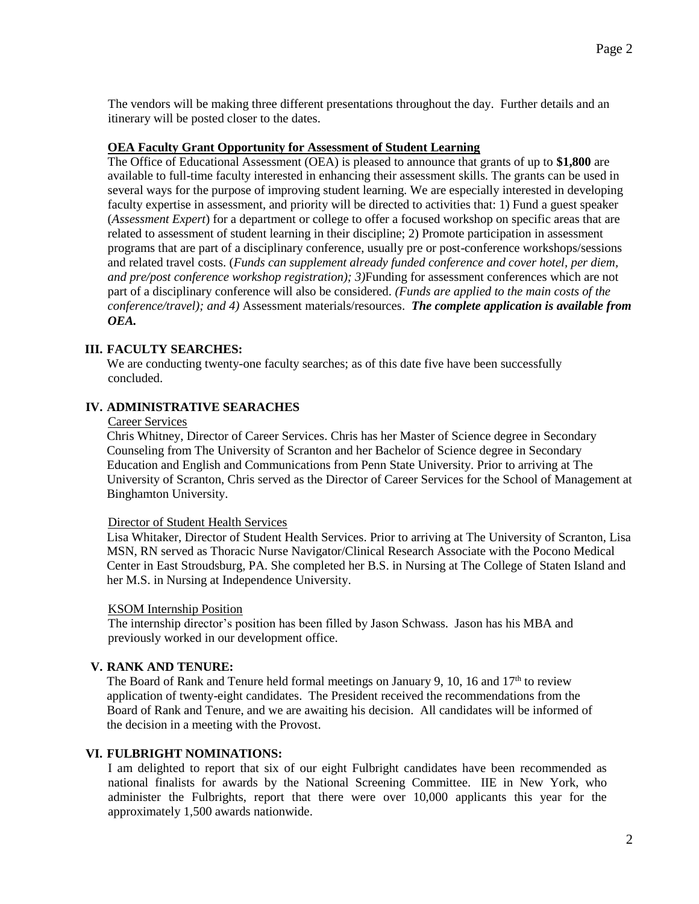The vendors will be making three different presentations throughout the day. Further details and an itinerary will be posted closer to the dates.

**OEA Faculty Grant Opportunity for Assessment of Student Learning**

The Office of Educational Assessment (OEA) is pleased to announce that grants of up to **$1,800** are available to full-time faculty interested in enhancing their assessment skills. The grants can be used in several ways for the purpose of improving student learning. We are especially interested in developing faculty expertise in assessment, and priority will be directed to activities that: 1) Fund a guest speaker (*Assessment Expert*) for a department or college to offer a focused workshop on specific areas that are related to assessment of student learning in their discipline; 2) Promote participation in assessment programs that are part of a disciplinary conference, usually pre or post-conference workshops/sessions and related travel costs. (*Funds can supplement already funded conference and cover hotel, per diem, and pre/post conference workshop registration); 3)*Funding for assessment conferences which are not part of a disciplinary conference will also be considered. *(Funds are applied to the main costs of the conference/travel); and 4)* Assessment materials/resources. ***The complete application is available from OEA.***

## III. FACULTY SEARCHES:

We are conducting twenty-one faculty searches; as of this date five have been successfully concluded.

## IV. ADMINISTRATIVE SEARACHES

Career Services

Chris Whitney, Director of Career Services. Chris has her Master of Science degree in Secondary Counseling from The University of Scranton and her Bachelor of Science degree in Secondary Education and English and Communications from Penn State University. Prior to arriving at The University of Scranton, Chris served as the Director of Career Services for the School of Management at Binghamton University.

Director of Student Health Services

Lisa Whitaker, Director of Student Health Services. Prior to arriving at The University of Scranton, Lisa MSN, RN served as Thoracic Nurse Navigator/Clinical Research Associate with the Pocono Medical Center in East Stroudsburg, PA. She completed her B.S. in Nursing at The College of Staten Island and her M.S. in Nursing at Independence University.

KSOM Internship Position

The internship director's position has been filled by Jason Schwass. Jason has his MBA and previously worked in our development office.

## V. RANK AND TENURE:

The Board of Rank and Tenure held formal meetings on January 9, 10, 16 and 17th to review application of twenty-eight candidates. The President received the recommendations from the Board of Rank and Tenure, and we are awaiting his decision. All candidates will be informed of the decision in a meeting with the Provost.

## VI. FULBRIGHT NOMINATIONS:

I am delighted to report that six of our eight Fulbright candidates have been recommended as national finalists for awards by the National Screening Committee. IIE in New York, who administer the Fulbrights, report that there were over 10,000 applicants this year for the approximately 1,500 awards nationwide.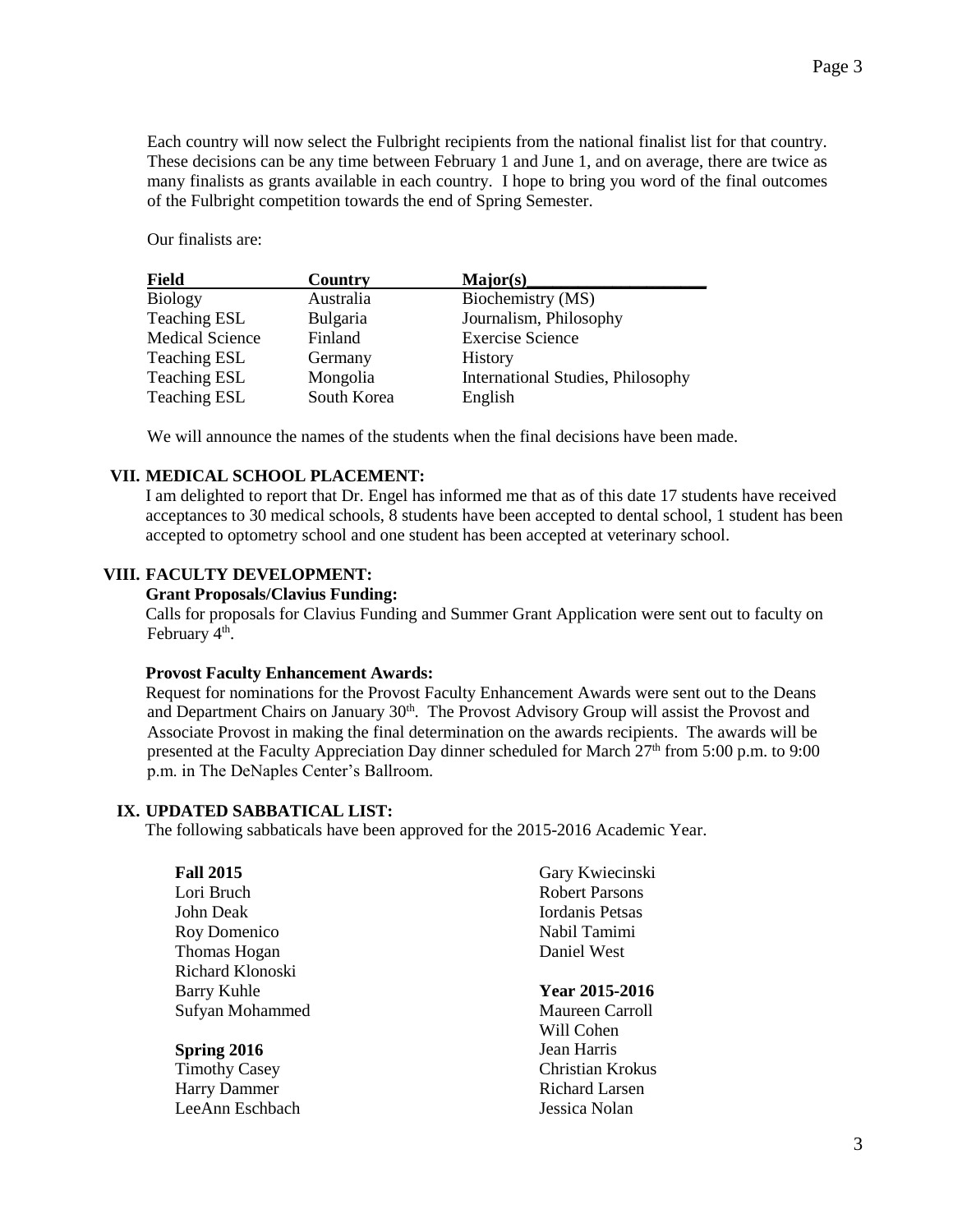Each country will now select the Fulbright recipients from the national finalist list for that country. These decisions can be any time between February 1 and June 1, and on average, there are twice as many finalists as grants available in each country. I hope to bring you word of the final outcomes of the Fulbright competition towards the end of Spring Semester.

Our finalists are:

| Field | Country | Major(s) |
|---|---|---|
| Biology | Australia | Biochemistry (MS) |
| Teaching ESL | Bulgaria | Journalism, Philosophy |
| Medical Science | Finland | Exercise Science |
| Teaching ESL | Germany | History |
| Teaching ESL | Mongolia | International Studies, Philosophy |
| Teaching ESL | South Korea | English |

We will announce the names of the students when the final decisions have been made.

## VII. MEDICAL SCHOOL PLACEMENT:

I am delighted to report that Dr. Engel has informed me that as of this date 17 students have received acceptances to 30 medical schools, 8 students have been accepted to dental school, 1 student has been accepted to optometry school and one student has been accepted at veterinary school.

## VIII. FACULTY DEVELOPMENT:

**Grant Proposals/Clavius Funding:**

Calls for proposals for Clavius Funding and Summer Grant Application were sent out to faculty on February 4th.

**Provost Faculty Enhancement Awards:**

Request for nominations for the Provost Faculty Enhancement Awards were sent out to the Deans and Department Chairs on January 30th. The Provost Advisory Group will assist the Provost and Associate Provost in making the final determination on the awards recipients. The awards will be presented at the Faculty Appreciation Day dinner scheduled for March 27th from 5:00 p.m. to 9:00 p.m. in The DeNaples Center's Ballroom.

## IX. UPDATED SABBATICAL LIST:

The following sabbaticals have been approved for the 2015-2016 Academic Year.

**Fall 2015**
Lori Bruch
John Deak
Roy Domenico
Thomas Hogan
Richard Klonoski
Barry Kuhle
Sufyan Mohammed

**Spring 2016**
Timothy Casey
Harry Dammer
LeeAnn Eschbach
Gary Kwiecinski
Robert Parsons
Iordanis Petsas
Nabil Tamimi
Daniel West

**Year 2015-2016**
Maureen Carroll
Will Cohen
Jean Harris
Christian Krokus
Richard Larsen
Jessica Nolan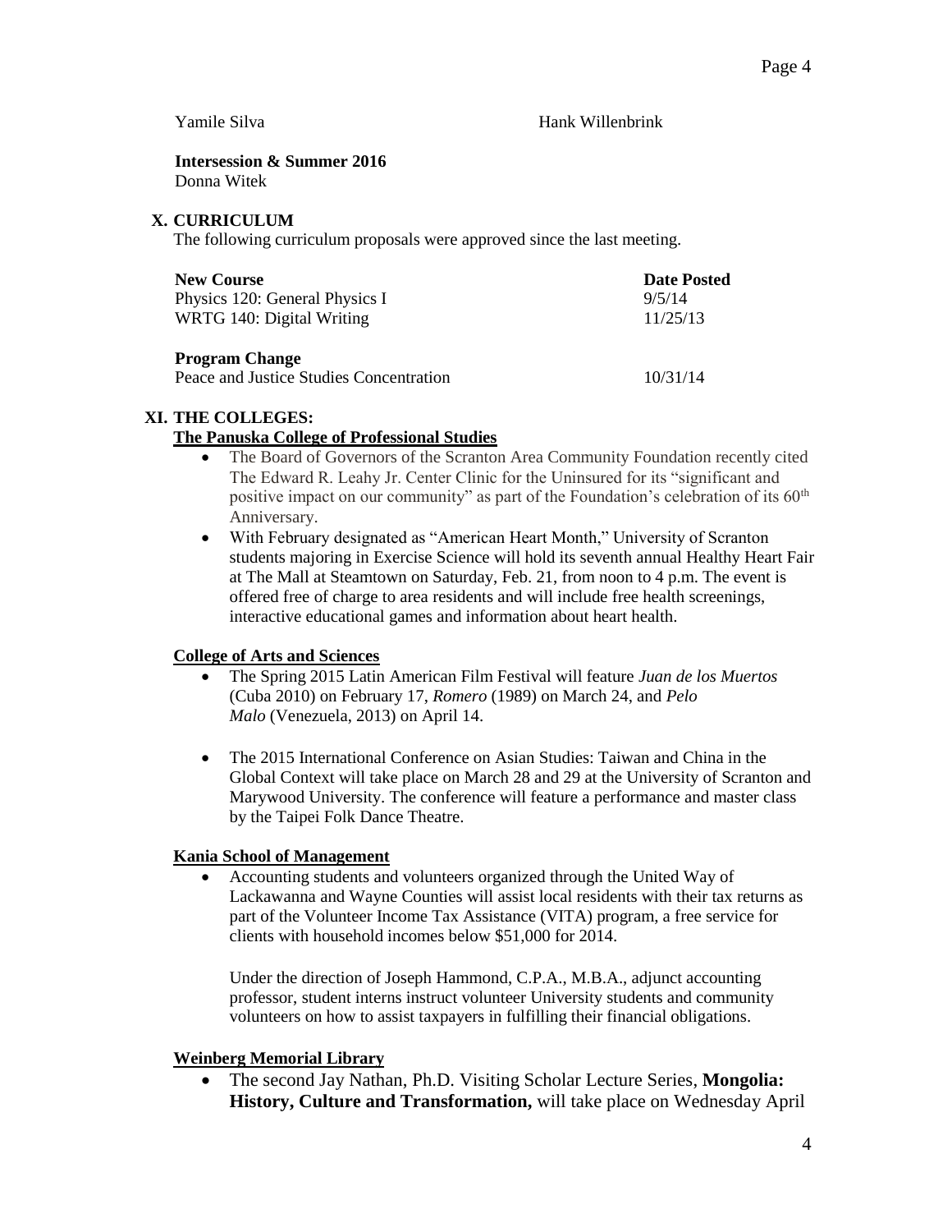Yamile Silva Hank Willenbrink

**Intersession & Summer 2016**
Donna Witek

## X. CURRICULUM

The following curriculum proposals were approved since the last meeting.

| **New Course** | **Date Posted** |
|---|---|
| Physics 120: General Physics I | 9/5/14 |
| WRTG 140: Digital Writing | 11/25/13 |
| **Program Change** | |
| Peace and Justice Studies Concentration | 10/31/14 |

## XI. THE COLLEGES:

### The Panuska College of Professional Studies

- The Board of Governors of the Scranton Area Community Foundation recently cited The Edward R. Leahy Jr. Center Clinic for the Uninsured for its "significant and positive impact on our community" as part of the Foundation's celebration of its 60th Anniversary.
- With February designated as "American Heart Month," University of Scranton students majoring in Exercise Science will hold its seventh annual Healthy Heart Fair at The Mall at Steamtown on Saturday, Feb. 21, from noon to 4 p.m. The event is offered free of charge to area residents and will include free health screenings, interactive educational games and information about heart health.

### College of Arts and Sciences

- The Spring 2015 Latin American Film Festival will feature *Juan de los Muertos* (Cuba 2010) on February 17, *Romero* (1989) on March 24, and *Pelo Malo* (Venezuela, 2013) on April 14.

- The 2015 International Conference on Asian Studies: Taiwan and China in the Global Context will take place on March 28 and 29 at the University of Scranton and Marywood University. The conference will feature a performance and master class by the Taipei Folk Dance Theatre.

### Kania School of Management

- Accounting students and volunteers organized through the United Way of Lackawanna and Wayne Counties will assist local residents with their tax returns as part of the Volunteer Income Tax Assistance (VITA) program, a free service for clients with household incomes below $51,000 for 2014.

  Under the direction of Joseph Hammond, C.P.A., M.B.A., adjunct accounting professor, student interns instruct volunteer University students and community volunteers on how to assist taxpayers in fulfilling their financial obligations.

### Weinberg Memorial Library

- The second Jay Nathan, Ph.D. Visiting Scholar Lecture Series, **Mongolia: History, Culture and Transformation,** will take place on Wednesday April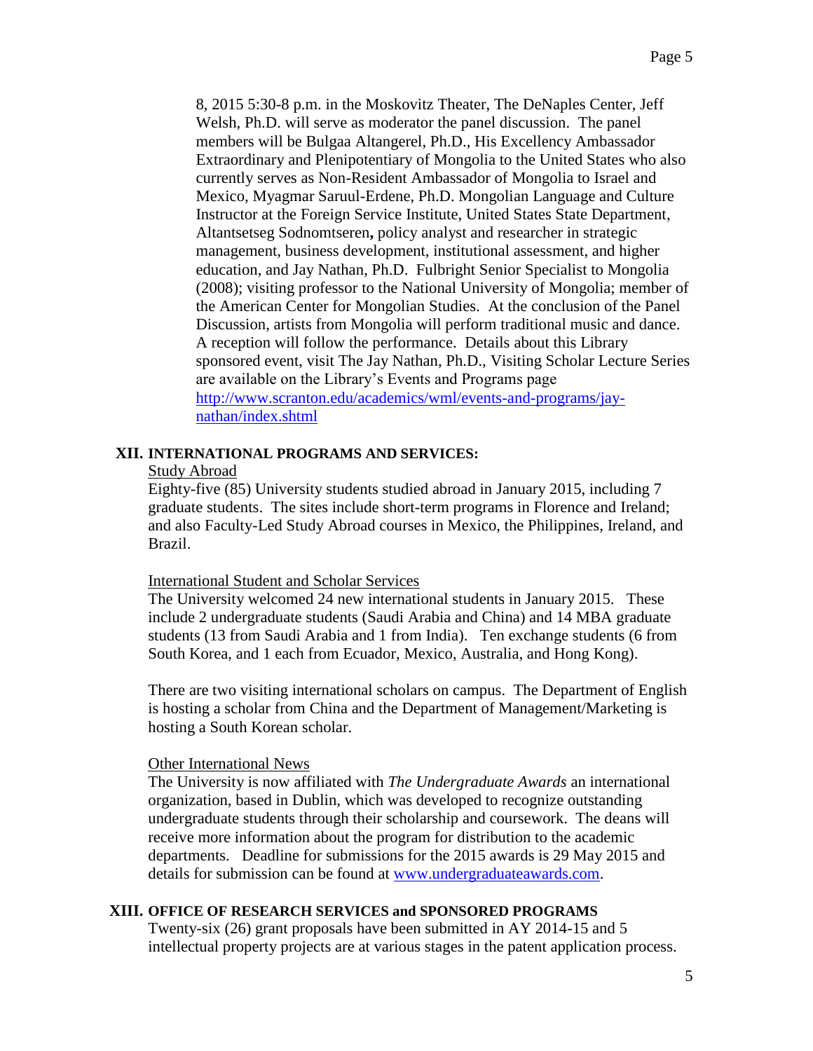8, 2015 5:30-8 p.m. in the Moskovitz Theater, The DeNaples Center, Jeff Welsh, Ph.D. will serve as moderator the panel discussion. The panel members will be Bulgaa Altangerel, Ph.D., His Excellency Ambassador Extraordinary and Plenipotentiary of Mongolia to the United States who also currently serves as Non-Resident Ambassador of Mongolia to Israel and Mexico, Myagmar Saruul-Erdene, Ph.D. Mongolian Language and Culture Instructor at the Foreign Service Institute, United States State Department, Altantsetseg Sodnomtseren**,** policy analyst and researcher in strategic management, business development, institutional assessment, and higher education, and Jay Nathan, Ph.D. Fulbright Senior Specialist to Mongolia (2008); visiting professor to the National University of Mongolia; member of the American Center for Mongolian Studies. At the conclusion of the Panel Discussion, artists from Mongolia will perform traditional music and dance. A reception will follow the performance. Details about this Library sponsored event, visit The Jay Nathan, Ph.D., Visiting Scholar Lecture Series are available on the Library's Events and Programs page http://www.scranton.edu/academics/wml/events-and-programs/jay-nathan/index.shtml

## XII. INTERNATIONAL PROGRAMS AND SERVICES:

Study Abroad

Eighty-five (85) University students studied abroad in January 2015, including 7 graduate students. The sites include short-term programs in Florence and Ireland; and also Faculty-Led Study Abroad courses in Mexico, the Philippines, Ireland, and Brazil.

International Student and Scholar Services

The University welcomed 24 new international students in January 2015. These include 2 undergraduate students (Saudi Arabia and China) and 14 MBA graduate students (13 from Saudi Arabia and 1 from India). Ten exchange students (6 from South Korea, and 1 each from Ecuador, Mexico, Australia, and Hong Kong).

There are two visiting international scholars on campus. The Department of English is hosting a scholar from China and the Department of Management/Marketing is hosting a South Korean scholar.

Other International News

The University is now affiliated with *The Undergraduate Awards* an international organization, based in Dublin, which was developed to recognize outstanding undergraduate students through their scholarship and coursework. The deans will receive more information about the program for distribution to the academic departments. Deadline for submissions for the 2015 awards is 29 May 2015 and details for submission can be found at www.undergraduateawards.com.

## XIII. OFFICE OF RESEARCH SERVICES and SPONSORED PROGRAMS

Twenty-six (26) grant proposals have been submitted in AY 2014-15 and 5 intellectual property projects are at various stages in the patent application process.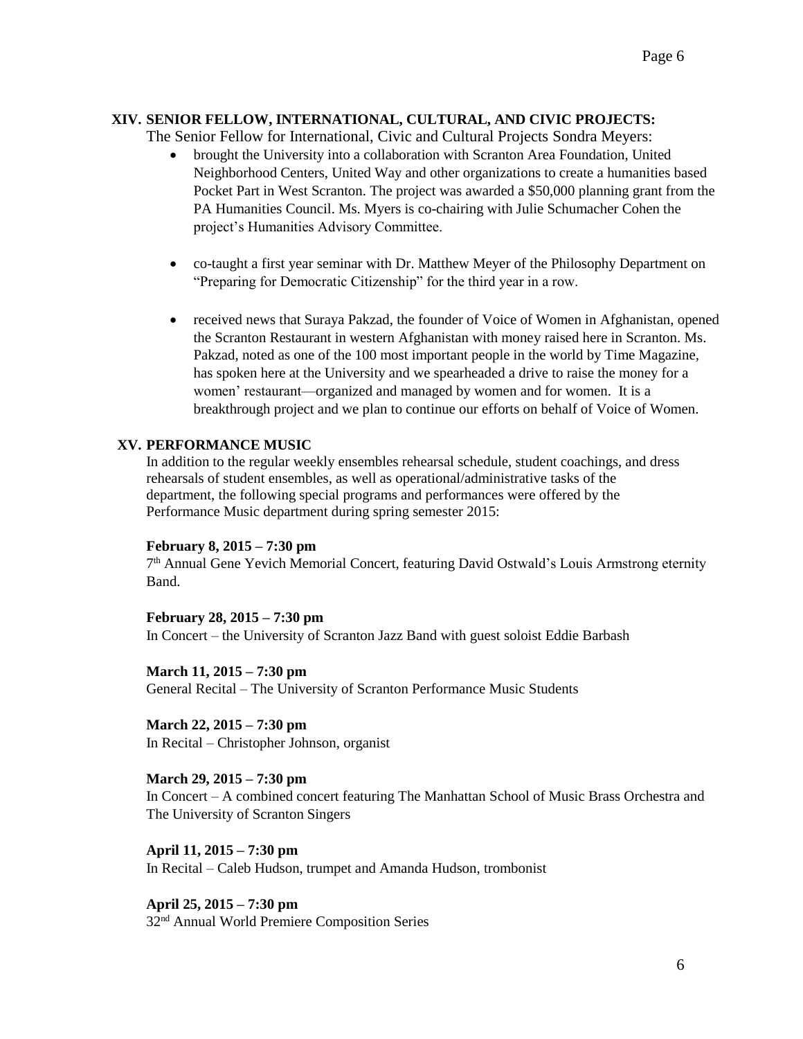## XIV. SENIOR FELLOW, INTERNATIONAL, CULTURAL, AND CIVIC PROJECTS:

The Senior Fellow for International, Civic and Cultural Projects Sondra Meyers:

- brought the University into a collaboration with Scranton Area Foundation, United Neighborhood Centers, United Way and other organizations to create a humanities based Pocket Part in West Scranton. The project was awarded a $50,000 planning grant from the PA Humanities Council. Ms. Myers is co-chairing with Julie Schumacher Cohen the project's Humanities Advisory Committee.

- co-taught a first year seminar with Dr. Matthew Meyer of the Philosophy Department on "Preparing for Democratic Citizenship" for the third year in a row.

- received news that Suraya Pakzad, the founder of Voice of Women in Afghanistan, opened the Scranton Restaurant in western Afghanistan with money raised here in Scranton. Ms. Pakzad, noted as one of the 100 most important people in the world by Time Magazine, has spoken here at the University and we spearheaded a drive to raise the money for a women' restaurant—organized and managed by women and for women. It is a breakthrough project and we plan to continue our efforts on behalf of Voice of Women.

## XV. PERFORMANCE MUSIC

In addition to the regular weekly ensembles rehearsal schedule, student coachings, and dress rehearsals of student ensembles, as well as operational/administrative tasks of the department, the following special programs and performances were offered by the Performance Music department during spring semester 2015:

**February 8, 2015 – 7:30 pm**
7th Annual Gene Yevich Memorial Concert, featuring David Ostwald's Louis Armstrong eternity Band.

**February 28, 2015 – 7:30 pm**
In Concert – the University of Scranton Jazz Band with guest soloist Eddie Barbash

**March 11, 2015 – 7:30 pm**
General Recital – The University of Scranton Performance Music Students

**March 22, 2015 – 7:30 pm**
In Recital – Christopher Johnson, organist

**March 29, 2015 – 7:30 pm**
In Concert – A combined concert featuring The Manhattan School of Music Brass Orchestra and The University of Scranton Singers

**April 11, 2015 – 7:30 pm**
In Recital – Caleb Hudson, trumpet and Amanda Hudson, trombonist

**April 25, 2015 – 7:30 pm**
32nd Annual World Premiere Composition Series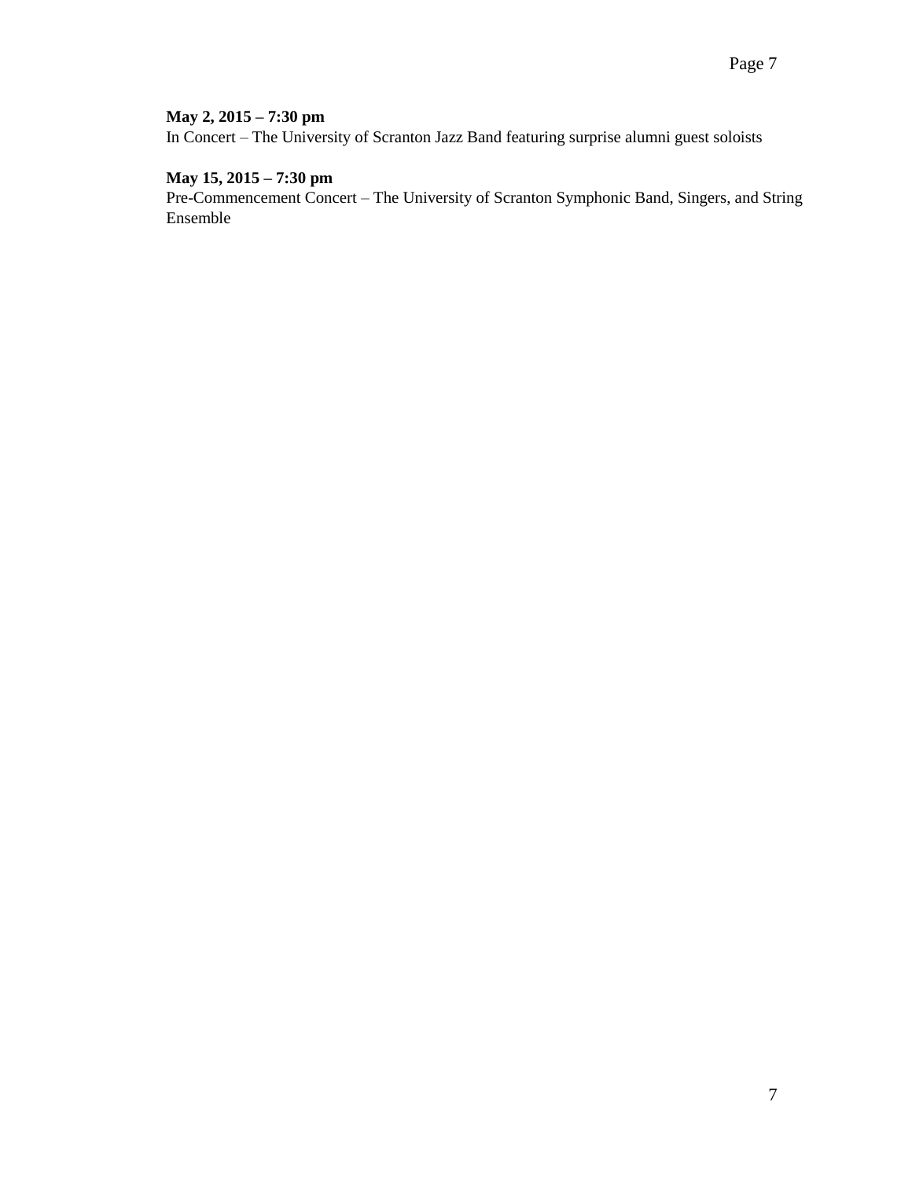**May 2, 2015 – 7:30 pm**
In Concert – The University of Scranton Jazz Band featuring surprise alumni guest soloists

**May 15, 2015 – 7:30 pm**
Pre-Commencement Concert – The University of Scranton Symphonic Band, Singers, and String Ensemble